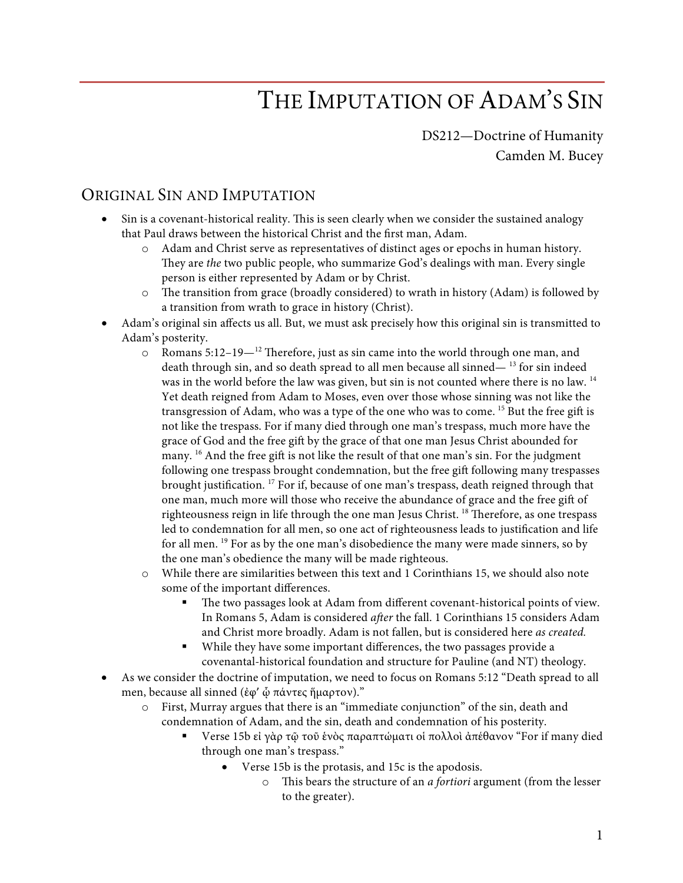# THE IMPUTATION OF ADAM'S SIN

DS212—Doctrine of Humanity
Camden M. Bucey

## ORIGINAL SIN AND IMPUTATION

- Sin is a covenant-historical reality. This is seen clearly when we consider the sustained analogy that Paul draws between the historical Christ and the first man, Adam.
  - Adam and Christ serve as representatives of distinct ages or epochs in human history. They are *the* two public people, who summarize God's dealings with man. Every single person is either represented by Adam or by Christ.
  - The transition from grace (broadly considered) to wrath in history (Adam) is followed by a transition from wrath to grace in history (Christ).
- Adam's original sin affects us all. But, we must ask precisely how this original sin is transmitted to Adam's posterity.
  - Romans 5:12–19—[12] Therefore, just as sin came into the world through one man, and death through sin, and so death spread to all men because all sinned— [13] for sin indeed was in the world before the law was given, but sin is not counted where there is no law. [14] Yet death reigned from Adam to Moses, even over those whose sinning was not like the transgression of Adam, who was a type of the one who was to come. [15] But the free gift is not like the trespass. For if many died through one man's trespass, much more have the grace of God and the free gift by the grace of that one man Jesus Christ abounded for many. [16] And the free gift is not like the result of that one man's sin. For the judgment following one trespass brought condemnation, but the free gift following many trespasses brought justification. [17] For if, because of one man's trespass, death reigned through that one man, much more will those who receive the abundance of grace and the free gift of righteousness reign in life through the one man Jesus Christ. [18] Therefore, as one trespass led to condemnation for all men, so one act of righteousness leads to justification and life for all men. [19] For as by the one man's disobedience the many were made sinners, so by the one man's obedience the many will be made righteous.
  - While there are similarities between this text and 1 Corinthians 15, we should also note some of the important differences.
    - The two passages look at Adam from different covenant-historical points of view. In Romans 5, Adam is considered *after* the fall. 1 Corinthians 15 considers Adam and Christ more broadly. Adam is not fallen, but is considered here *as created.*
    - While they have some important differences, the two passages provide a covenantal-historical foundation and structure for Pauline (and NT) theology.
- As we consider the doctrine of imputation, we need to focus on Romans 5:12 "Death spread to all men, because all sinned (ἐφ' ᾧ πάντες ἥμαρτον)."
  - First, Murray argues that there is an "immediate conjunction" of the sin, death and condemnation of Adam, and the sin, death and condemnation of his posterity.
    - Verse 15b εἰ γὰρ τῷ τοῦ ἑνὸς παραπτώματι οἱ πολλοὶ ἀπέθανον "For if many died through one man's trespass."
      - Verse 15b is the protasis, and 15c is the apodosis.
        - This bears the structure of an *a fortiori* argument (from the lesser to the greater).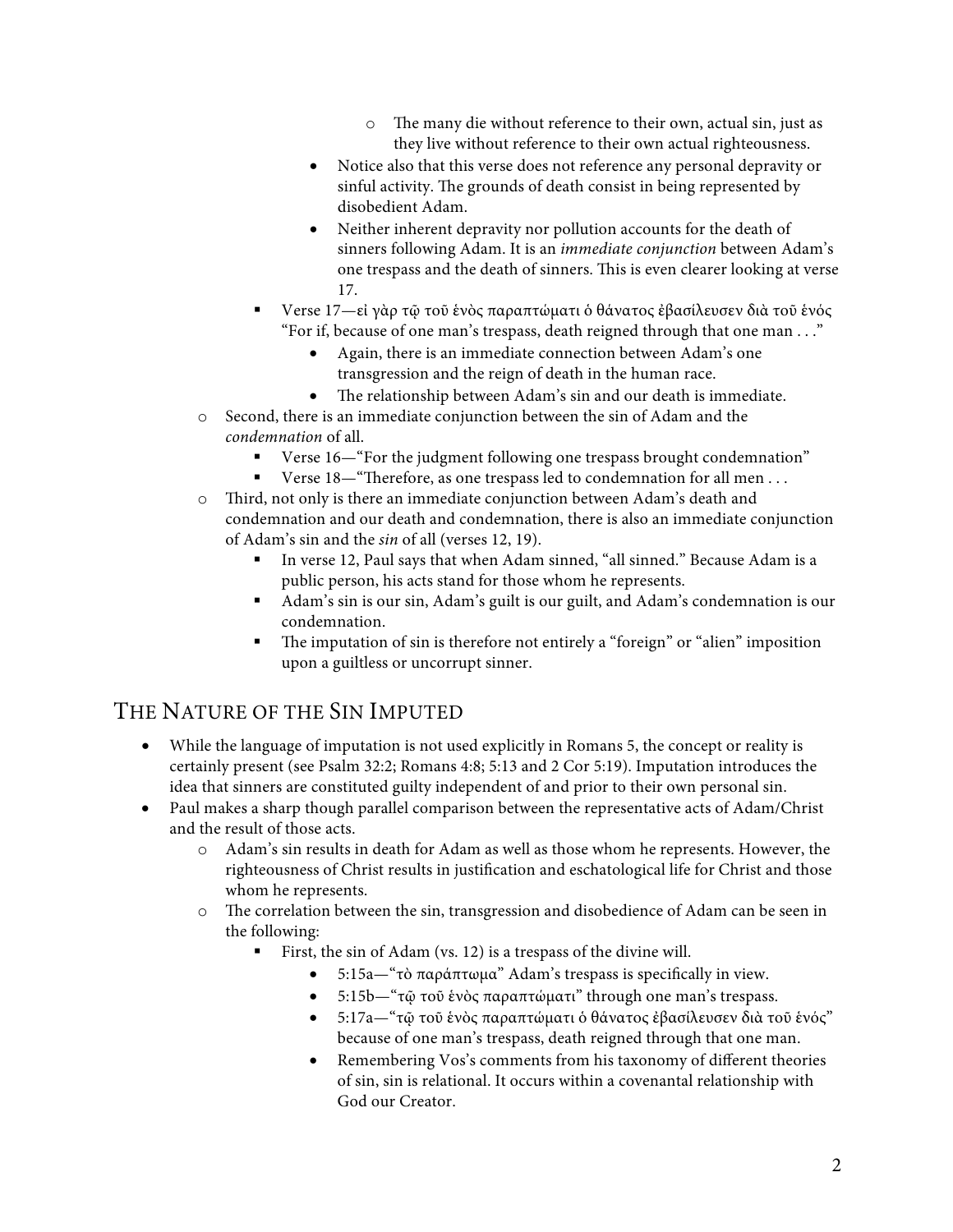- The many die without reference to their own, actual sin, just as they live without reference to their own actual righteousness.
      - Notice also that this verse does not reference any personal depravity or sinful activity. The grounds of death consist in being represented by disobedient Adam.
      - Neither inherent depravity nor pollution accounts for the death of sinners following Adam. It is an *immediate conjunction* between Adam's one trespass and the death of sinners. This is even clearer looking at verse 17.
    - Verse 17—εἰ γὰρ τῷ τοῦ ἑνὸς παραπτώματι ὁ θάνατος ἐβασίλευσεν διὰ τοῦ ἑνός "For if, because of one man's trespass, death reigned through that one man . . ."
      - Again, there is an immediate connection between Adam's one transgression and the reign of death in the human race.
      - The relationship between Adam's sin and our death is immediate.
  - Second, there is an immediate conjunction between the sin of Adam and the *condemnation* of all.
    - Verse 16—"For the judgment following one trespass brought condemnation"
    - Verse 18—"Therefore, as one trespass led to condemnation for all men . . .
  - Third, not only is there an immediate conjunction between Adam's death and condemnation and our death and condemnation, there is also an immediate conjunction of Adam's sin and the *sin* of all (verses 12, 19).
    - In verse 12, Paul says that when Adam sinned, "all sinned." Because Adam is a public person, his acts stand for those whom he represents.
    - Adam's sin is our sin, Adam's guilt is our guilt, and Adam's condemnation is our condemnation.
    - The imputation of sin is therefore not entirely a "foreign" or "alien" imposition upon a guiltless or uncorrupt sinner.

## The Nature of the Sin Imputed

- While the language of imputation is not used explicitly in Romans 5, the concept or reality is certainly present (see Psalm 32:2; Romans 4:8; 5:13 and 2 Cor 5:19). Imputation introduces the idea that sinners are constituted guilty independent of and prior to their own personal sin.
- Paul makes a sharp though parallel comparison between the representative acts of Adam/Christ and the result of those acts.
  - Adam's sin results in death for Adam as well as those whom he represents. However, the righteousness of Christ results in justification and eschatological life for Christ and those whom he represents.
  - The correlation between the sin, transgression and disobedience of Adam can be seen in the following:
    - First, the sin of Adam (vs. 12) is a trespass of the divine will.
      - 5:15a—"τὸ παράπτωμα" Adam's trespass is specifically in view.
      - 5:15b—"τῷ τοῦ ἑνὸς παραπτώματι" through one man's trespass.
      - 5:17a—"τῷ τοῦ ἑνὸς παραπτώματι ὁ θάνατος ἐβασίλευσεν διὰ τοῦ ἑνός" because of one man's trespass, death reigned through that one man.
      - Remembering Vos's comments from his taxonomy of different theories of sin, sin is relational. It occurs within a covenantal relationship with God our Creator.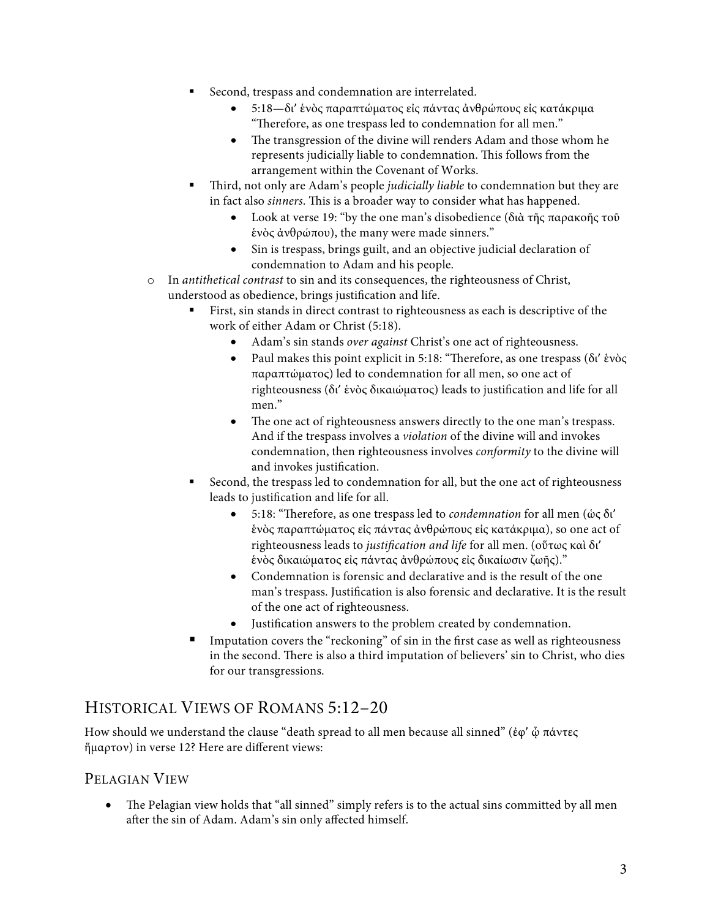- Second, trespass and condemnation are interrelated.
      - 5:18—δι' ἑνὸς παραπτώματος εἰς πάντας ἀνθρώπους εἰς κατάκριμα "Therefore, as one trespass led to condemnation for all men."
      - The transgression of the divine will renders Adam and those whom he represents judicially liable to condemnation. This follows from the arrangement within the Covenant of Works.
    - Third, not only are Adam's people *judicially liable* to condemnation but they are in fact also *sinners*. This is a broader way to consider what has happened.
      - Look at verse 19: "by the one man's disobedience (διὰ τῆς παρακοῆς τοῦ ἑνὸς ἀνθρώπου), the many were made sinners."
      - Sin is trespass, brings guilt, and an objective judicial declaration of condemnation to Adam and his people.
  - In *antithetical contrast* to sin and its consequences, the righteousness of Christ, understood as obedience, brings justification and life.
    - First, sin stands in direct contrast to righteousness as each is descriptive of the work of either Adam or Christ (5:18).
      - Adam's sin stands *over against* Christ's one act of righteousness.
      - Paul makes this point explicit in 5:18: "Therefore, as one trespass (δι' ἑνὸς παραπτώματος) led to condemnation for all men, so one act of righteousness (δι' ἑνὸς δικαιώματος) leads to justification and life for all men."
      - The one act of righteousness answers directly to the one man's trespass. And if the trespass involves a *violation* of the divine will and invokes condemnation, then righteousness involves *conformity* to the divine will and invokes justification.
    - Second, the trespass led to condemnation for all, but the one act of righteousness leads to justification and life for all.
      - 5:18: "Therefore, as one trespass led to *condemnation* for all men (ὡς δι' ἑνὸς παραπτώματος εἰς πάντας ἀνθρώπους εἰς κατάκριμα), so one act of righteousness leads to *justification and life* for all men. (οὕτως καὶ δι' ἑνὸς δικαιώματος εἰς πάντας ἀνθρώπους εἰς δικαίωσιν ζωῆς)."
      - Condemnation is forensic and declarative and is the result of the one man's trespass. Justification is also forensic and declarative. It is the result of the one act of righteousness.
      - Justification answers to the problem created by condemnation.
    - Imputation covers the "reckoning" of sin in the first case as well as righteousness in the second. There is also a third imputation of believers' sin to Christ, who dies for our transgressions.

## Historical Views of Romans 5:12–20

How should we understand the clause "death spread to all men because all sinned" (ἐφ' ᾧ πάντες ἥμαρτον) in verse 12? Here are different views:

### Pelagian View

- The Pelagian view holds that "all sinned" simply refers is to the actual sins committed by all men after the sin of Adam. Adam's sin only affected himself.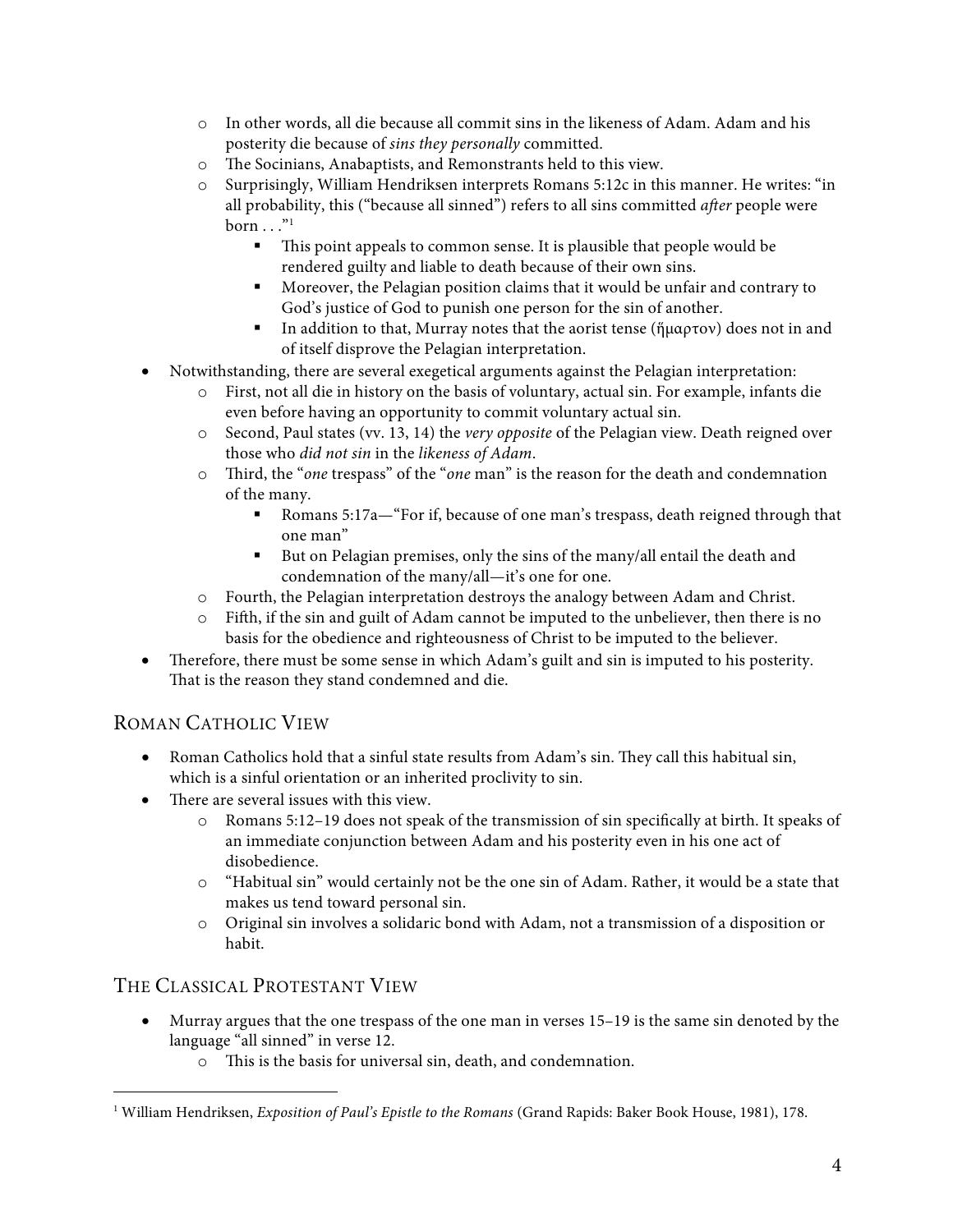- In other words, all die because all commit sins in the likeness of Adam. Adam and his posterity die because of *sins they personally* committed.
  - The Socinians, Anabaptists, and Remonstrants held to this view.
  - Surprisingly, William Hendriksen interprets Romans 5:12c in this manner. He writes: "in all probability, this ("because all sinned") refers to all sins committed *after* people were born . . ."[1]
    - This point appeals to common sense. It is plausible that people would be rendered guilty and liable to death because of their own sins.
    - Moreover, the Pelagian position claims that it would be unfair and contrary to God's justice of God to punish one person for the sin of another.
    - In addition to that, Murray notes that the aorist tense (ἥμαρτον) does not in and of itself disprove the Pelagian interpretation.
- Notwithstanding, there are several exegetical arguments against the Pelagian interpretation:
  - First, not all die in history on the basis of voluntary, actual sin. For example, infants die even before having an opportunity to commit voluntary actual sin.
  - Second, Paul states (vv. 13, 14) the *very opposite* of the Pelagian view. Death reigned over those who *did not sin* in the *likeness of Adam*.
  - Third, the "*one* trespass" of the "*one* man" is the reason for the death and condemnation of the many.
    - Romans 5:17a—"For if, because of one man's trespass, death reigned through that one man"
    - But on Pelagian premises, only the sins of the many/all entail the death and condemnation of the many/all—it's one for one.
  - Fourth, the Pelagian interpretation destroys the analogy between Adam and Christ.
  - Fifth, if the sin and guilt of Adam cannot be imputed to the unbeliever, then there is no basis for the obedience and righteousness of Christ to be imputed to the believer.
- Therefore, there must be some sense in which Adam's guilt and sin is imputed to his posterity. That is the reason they stand condemned and die.

## Roman Catholic View

- Roman Catholics hold that a sinful state results from Adam's sin. They call this habitual sin, which is a sinful orientation or an inherited proclivity to sin.
- There are several issues with this view.
  - Romans 5:12–19 does not speak of the transmission of sin specifically at birth. It speaks of an immediate conjunction between Adam and his posterity even in his one act of disobedience.
  - "Habitual sin" would certainly not be the one sin of Adam. Rather, it would be a state that makes us tend toward personal sin.
  - Original sin involves a solidaric bond with Adam, not a transmission of a disposition or habit.

## The Classical Protestant View

- Murray argues that the one trespass of the one man in verses 15–19 is the same sin denoted by the language "all sinned" in verse 12.
  - This is the basis for universal sin, death, and condemnation.

---

[1] William Hendriksen, *Exposition of Paul's Epistle to the Romans* (Grand Rapids: Baker Book House, 1981), 178.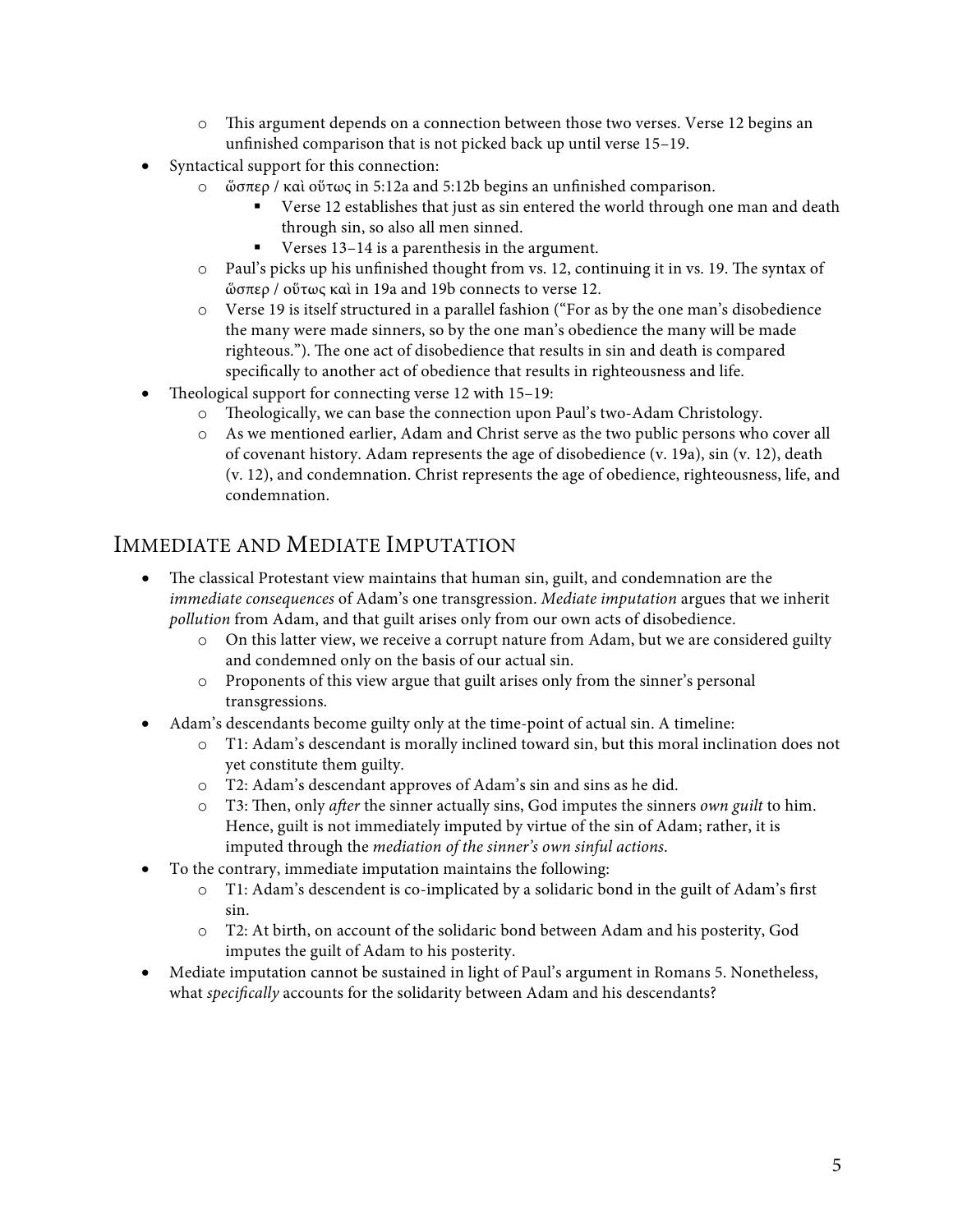- This argument depends on a connection between those two verses. Verse 12 begins an unfinished comparison that is not picked back up until verse 15–19.
- Syntactical support for this connection:
  - ὥσπερ / καὶ οὕτως in 5:12a and 5:12b begins an unfinished comparison.
    - Verse 12 establishes that just as sin entered the world through one man and death through sin, so also all men sinned.
    - Verses 13–14 is a parenthesis in the argument.
  - Paul's picks up his unfinished thought from vs. 12, continuing it in vs. 19. The syntax of ὥσπερ / οὕτως καὶ in 19a and 19b connects to verse 12.
  - Verse 19 is itself structured in a parallel fashion ("For as by the one man's disobedience the many were made sinners, so by the one man's obedience the many will be made righteous."). The one act of disobedience that results in sin and death is compared specifically to another act of obedience that results in righteousness and life.
- Theological support for connecting verse 12 with 15–19:
  - Theologically, we can base the connection upon Paul's two-Adam Christology.
  - As we mentioned earlier, Adam and Christ serve as the two public persons who cover all of covenant history. Adam represents the age of disobedience (v. 19a), sin (v. 12), death (v. 12), and condemnation. Christ represents the age of obedience, righteousness, life, and condemnation.

## Immediate and Mediate Imputation

- The classical Protestant view maintains that human sin, guilt, and condemnation are the *immediate consequences* of Adam's one transgression. *Mediate imputation* argues that we inherit *pollution* from Adam, and that guilt arises only from our own acts of disobedience.
  - On this latter view, we receive a corrupt nature from Adam, but we are considered guilty and condemned only on the basis of our actual sin.
  - Proponents of this view argue that guilt arises only from the sinner's personal transgressions.
- Adam's descendants become guilty only at the time-point of actual sin. A timeline:
  - T1: Adam's descendant is morally inclined toward sin, but this moral inclination does not yet constitute them guilty.
  - T2: Adam's descendant approves of Adam's sin and sins as he did.
  - T3: Then, only *after* the sinner actually sins, God imputes the sinners *own guilt* to him. Hence, guilt is not immediately imputed by virtue of the sin of Adam; rather, it is imputed through the *mediation of the sinner's own sinful actions*.
- To the contrary, immediate imputation maintains the following:
  - T1: Adam's descendent is co-implicated by a solidaric bond in the guilt of Adam's first sin.
  - T2: At birth, on account of the solidaric bond between Adam and his posterity, God imputes the guilt of Adam to his posterity.
- Mediate imputation cannot be sustained in light of Paul's argument in Romans 5. Nonetheless, what *specifically* accounts for the solidarity between Adam and his descendants?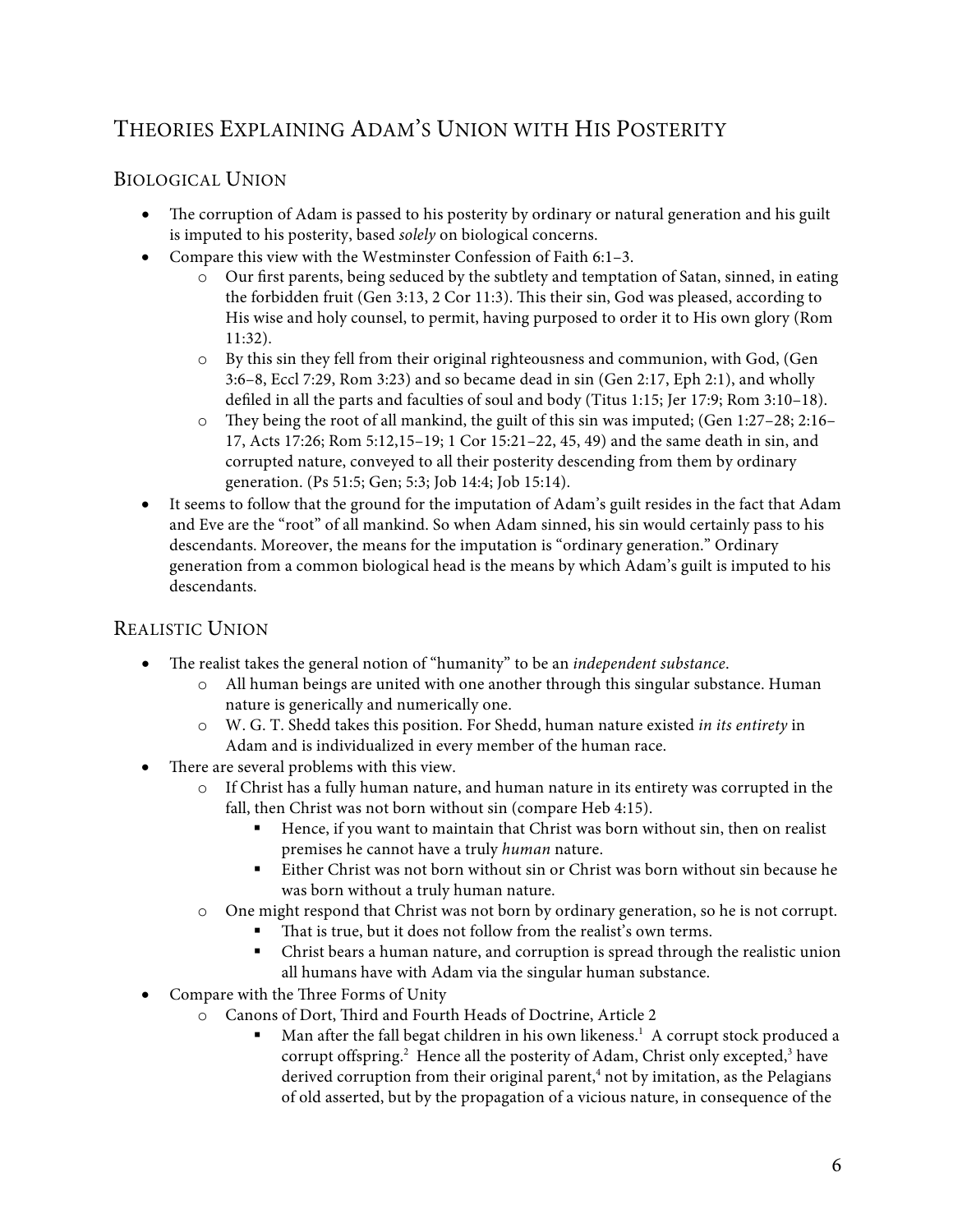# Theories Explaining Adam's Union with His Posterity

## Biological Union

- The corruption of Adam is passed to his posterity by ordinary or natural generation and his guilt is imputed to his posterity, based *solely* on biological concerns.
- Compare this view with the Westminster Confession of Faith 6:1–3.
    - Our first parents, being seduced by the subtlety and temptation of Satan, sinned, in eating the forbidden fruit (Gen 3:13, 2 Cor 11:3). This their sin, God was pleased, according to His wise and holy counsel, to permit, having purposed to order it to His own glory (Rom 11:32).
    - By this sin they fell from their original righteousness and communion, with God, (Gen 3:6–8, Eccl 7:29, Rom 3:23) and so became dead in sin (Gen 2:17, Eph 2:1), and wholly defiled in all the parts and faculties of soul and body (Titus 1:15; Jer 17:9; Rom 3:10–18).
    - They being the root of all mankind, the guilt of this sin was imputed; (Gen 1:27–28; 2:16–17, Acts 17:26; Rom 5:12,15–19; 1 Cor 15:21–22, 45, 49) and the same death in sin, and corrupted nature, conveyed to all their posterity descending from them by ordinary generation. (Ps 51:5; Gen; 5:3; Job 14:4; Job 15:14).
- It seems to follow that the ground for the imputation of Adam's guilt resides in the fact that Adam and Eve are the "root" of all mankind. So when Adam sinned, his sin would certainly pass to his descendants. Moreover, the means for the imputation is "ordinary generation." Ordinary generation from a common biological head is the means by which Adam's guilt is imputed to his descendants.

## Realistic Union

- The realist takes the general notion of "humanity" to be an *independent substance*.
    - All human beings are united with one another through this singular substance. Human nature is generically and numerically one.
    - W. G. T. Shedd takes this position. For Shedd, human nature existed *in its entirety* in Adam and is individualized in every member of the human race.
- There are several problems with this view.
    - If Christ has a fully human nature, and human nature in its entirety was corrupted in the fall, then Christ was not born without sin (compare Heb 4:15).
        - Hence, if you want to maintain that Christ was born without sin, then on realist premises he cannot have a truly *human* nature.
        - Either Christ was not born without sin or Christ was born without sin because he was born without a truly human nature.
    - One might respond that Christ was not born by ordinary generation, so he is not corrupt.
        - That is true, but it does not follow from the realist's own terms.
        - Christ bears a human nature, and corruption is spread through the realistic union all humans have with Adam via the singular human substance.
- Compare with the Three Forms of Unity
    - Canons of Dort, Third and Fourth Heads of Doctrine, Article 2
        - Man after the fall begat children in his own likeness.[1] A corrupt stock produced a corrupt offspring.[2] Hence all the posterity of Adam, Christ only excepted,[3] have derived corruption from their original parent,[4] not by imitation, as the Pelagians of old asserted, but by the propagation of a vicious nature, in consequence of the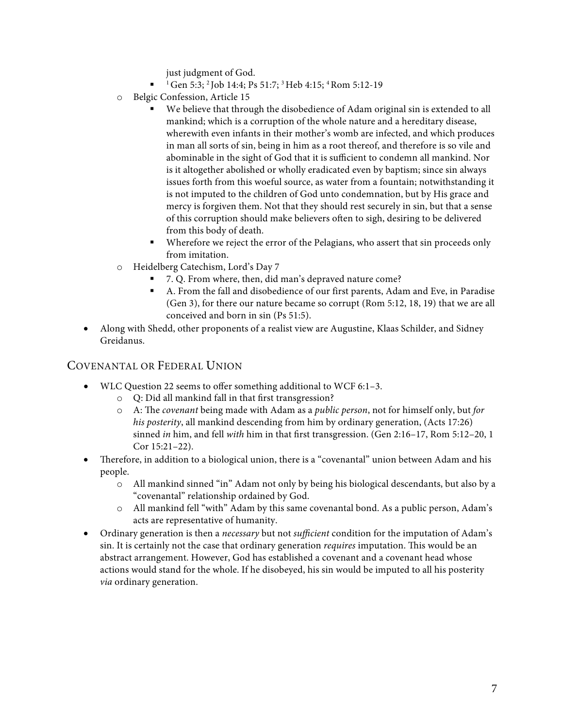just judgment of God.

        - [1] Gen 5:3; [2] Job 14:4; Ps 51:7; [3] Heb 4:15; [4] Rom 5:12-19
    - Belgic Confession, Article 15
        - We believe that through the disobedience of Adam original sin is extended to all mankind; which is a corruption of the whole nature and a hereditary disease, wherewith even infants in their mother's womb are infected, and which produces in man all sorts of sin, being in him as a root thereof, and therefore is so vile and abominable in the sight of God that it is sufficient to condemn all mankind. Nor is it altogether abolished or wholly eradicated even by baptism; since sin always issues forth from this woeful source, as water from a fountain; notwithstanding it is not imputed to the children of God unto condemnation, but by His grace and mercy is forgiven them. Not that they should rest securely in sin, but that a sense of this corruption should make believers often to sigh, desiring to be delivered from this body of death.
        - Wherefore we reject the error of the Pelagians, who assert that sin proceeds only from imitation.
    - Heidelberg Catechism, Lord's Day 7
        - 7. Q. From where, then, did man's depraved nature come?
        - A. From the fall and disobedience of our first parents, Adam and Eve, in Paradise (Gen 3), for there our nature became so corrupt (Rom 5:12, 18, 19) that we are all conceived and born in sin (Ps 51:5).
- Along with Shedd, other proponents of a realist view are Augustine, Klaas Schilder, and Sidney Greidanus.

## Covenantal or Federal Union

- WLC Question 22 seems to offer something additional to WCF 6:1–3.
    - Q: Did all mankind fall in that first transgression?
    - A: The *covenant* being made with Adam as a *public person*, not for himself only, but *for his posterity*, all mankind descending from him by ordinary generation, (Acts 17:26) sinned *in* him, and fell *with* him in that first transgression. (Gen 2:16–17, Rom 5:12–20, 1 Cor 15:21–22).
- Therefore, in addition to a biological union, there is a "covenantal" union between Adam and his people.
    - All mankind sinned "in" Adam not only by being his biological descendants, but also by a "covenantal" relationship ordained by God.
    - All mankind fell "with" Adam by this same covenantal bond. As a public person, Adam's acts are representative of humanity.
- Ordinary generation is then a *necessary* but not *sufficient* condition for the imputation of Adam's sin. It is certainly not the case that ordinary generation *requires* imputation. This would be an abstract arrangement. However, God has established a covenant and a covenant head whose actions would stand for the whole. If he disobeyed, his sin would be imputed to all his posterity *via* ordinary generation.